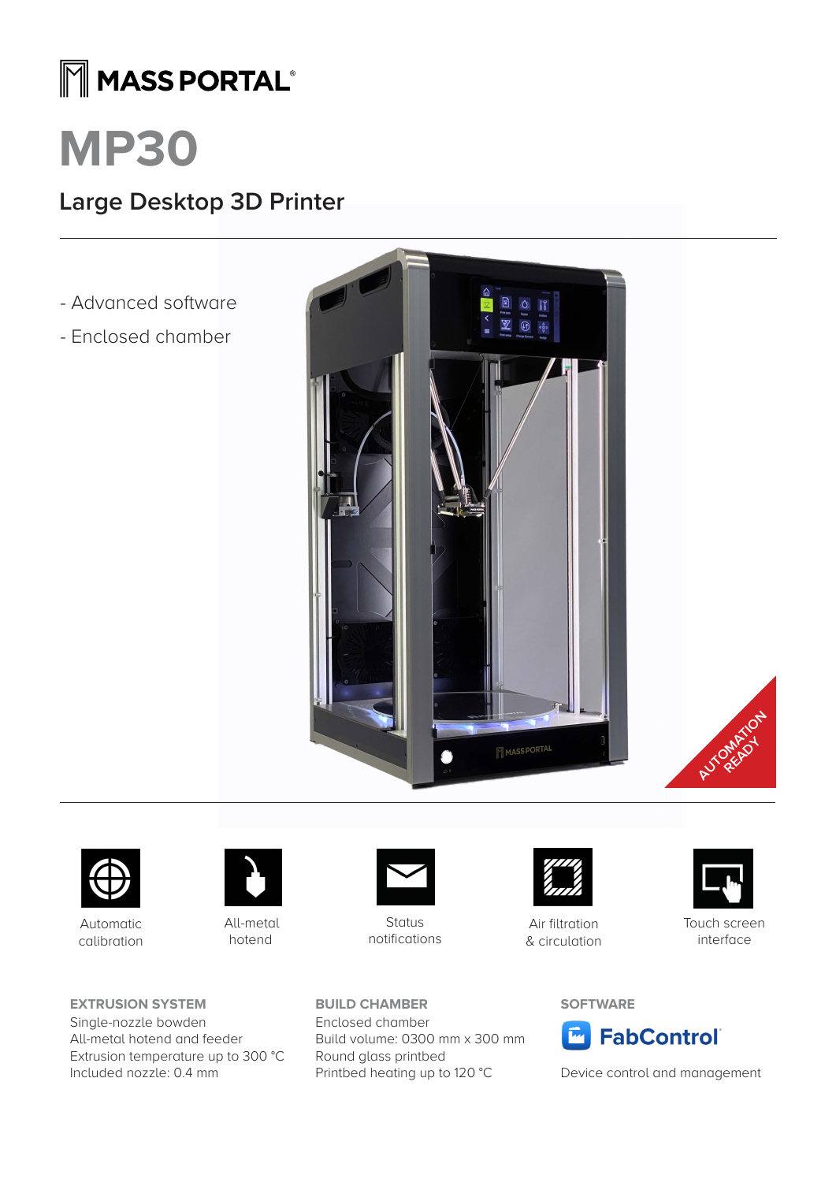MASS PORTAL®

# MP30

## Large Desktop 3D Printer

- Advanced software
- Enclosed chamber

AUTOMATION READY

Automatic calibration

All-metal hotend

Status notifications

Air filtration & circulation

Touch screen interface

### EXTRUSION SYSTEM

Single-nozzle bowden
All-metal hotend and feeder
Extrusion temperature up to 300 °C
Included nozzle: 0.4 mm

### BUILD CHAMBER

Enclosed chamber
Build volume: 0300 mm x 300 mm
Round glass printbed
Printbed heating up to 120 °C

### SOFTWARE

FabControl®

Device control and management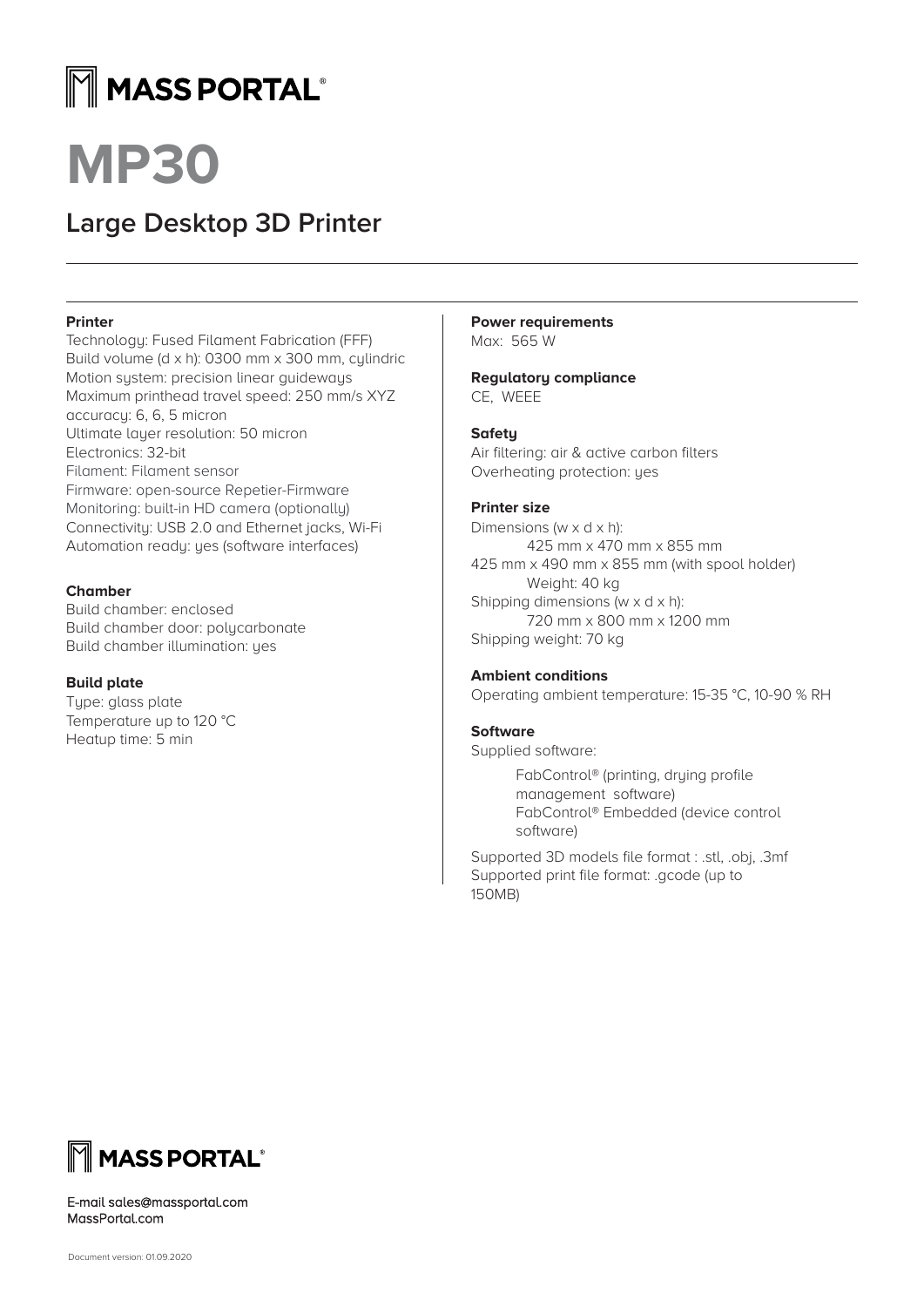MASS PORTAL®

# MP30

## Large Desktop 3D Printer

### Printer

Technology: Fused Filament Fabrication (FFF)
Build volume (d x h): Ø300 mm x 300 mm, cylindric
Motion system: precision linear guideways
Maximum printhead travel speed: 250 mm/s XYZ accuracy: 6, 6, 5 micron
Ultimate layer resolution: 50 micron
Electronics: 32-bit
Filament: Filament sensor
Firmware: open-source Repetier-Firmware
Monitoring: built-in HD camera (optionally)
Connectivity: USB 2.0 and Ethernet jacks, Wi-Fi
Automation ready: yes (software interfaces)

### Chamber

Build chamber: enclosed
Build chamber door: polycarbonate
Build chamber illumination: yes

### Build plate

Type: glass plate
Temperature up to 120 °C
Heatup time: 5 min

### Power requirements

Max: 565 W

### Regulatory compliance

CE, WEEE

### Safety

Air filtering: air & active carbon filters
Overheating protection: yes

### Printer size

Dimensions (w x d x h):
425 mm x 470 mm x 855 mm
425 mm x 490 mm x 855 mm (with spool holder)
Weight: 40 kg
Shipping dimensions (w x d x h):
720 mm x 800 mm x 1200 mm
Shipping weight: 70 kg

### Ambient conditions

Operating ambient temperature: 15-35 °C, 10-90 % RH

### Software

Supplied software:

FabControl® (printing, drying profile management software)
FabControl® Embedded (device control software)

Supported 3D models file format : .stl, .obj, .3mf
Supported print file format: .gcode (up to 150MB)

MASS PORTAL®

E-mail sales@massportal.com
MassPortal.com

Document version: 01.09.2020